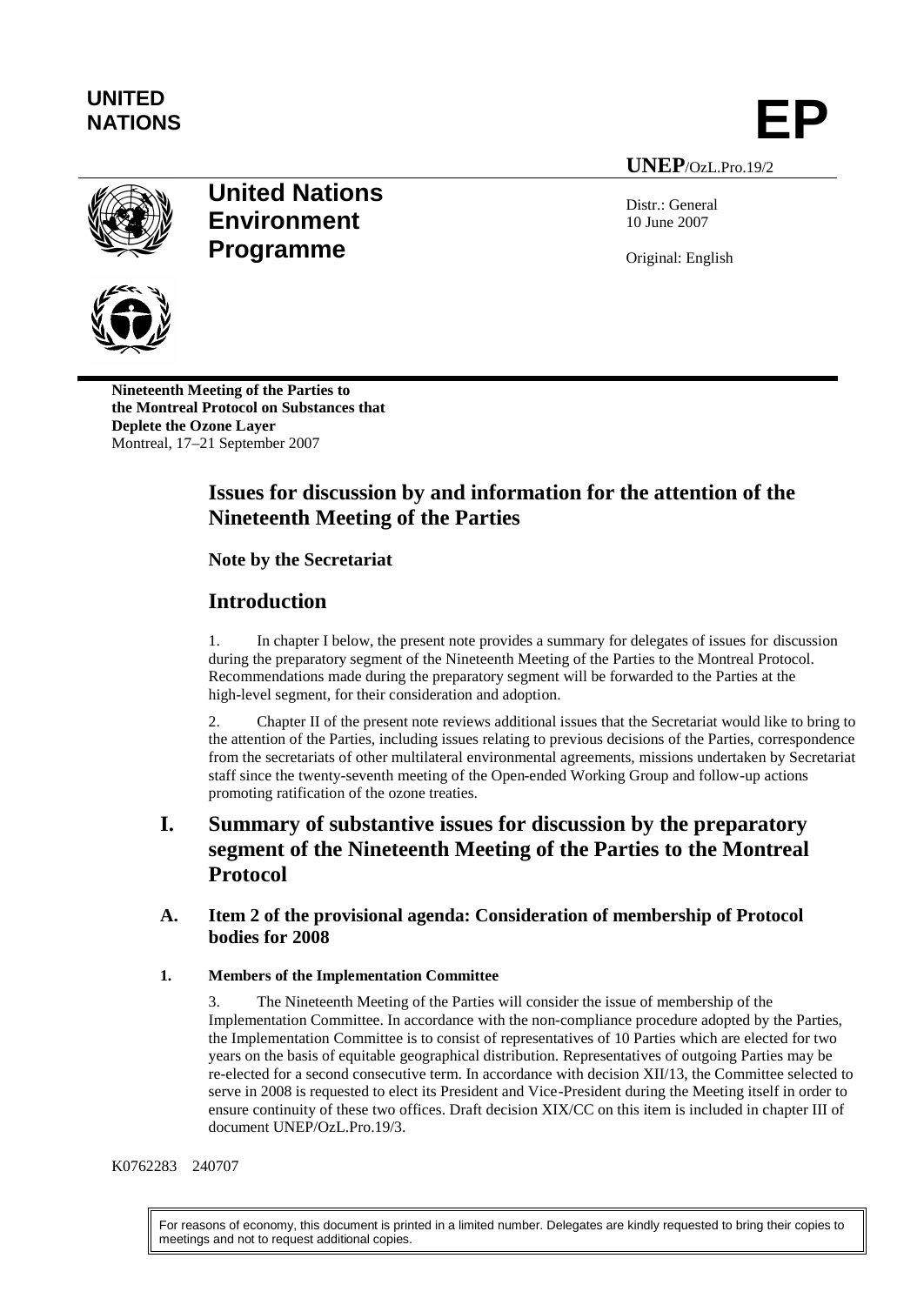**UNITED NATIONS**

**EP**

**UNEP**/OzL.Pro.19/2

# United Nations Environment Programme

Distr.: General
10 June 2007

Original: English

**Nineteenth Meeting of the Parties to the Montreal Protocol on Substances that Deplete the Ozone Layer**
Montreal, 17–21 September 2007

## Issues for discussion by and information for the attention of the Nineteenth Meeting of the Parties

### Note by the Secretariat

## Introduction

1. In chapter I below, the present note provides a summary for delegates of issues for discussion during the preparatory segment of the Nineteenth Meeting of the Parties to the Montreal Protocol. Recommendations made during the preparatory segment will be forwarded to the Parties at the high-level segment, for their consideration and adoption.

2. Chapter II of the present note reviews additional issues that the Secretariat would like to bring to the attention of the Parties, including issues relating to previous decisions of the Parties, correspondence from the secretariats of other multilateral environmental agreements, missions undertaken by Secretariat staff since the twenty-seventh meeting of the Open-ended Working Group and follow-up actions promoting ratification of the ozone treaties.

## I. Summary of substantive issues for discussion by the preparatory segment of the Nineteenth Meeting of the Parties to the Montreal Protocol

### A. Item 2 of the provisional agenda: Consideration of membership of Protocol bodies for 2008

#### 1. Members of the Implementation Committee

3. The Nineteenth Meeting of the Parties will consider the issue of membership of the Implementation Committee. In accordance with the non-compliance procedure adopted by the Parties, the Implementation Committee is to consist of representatives of 10 Parties which are elected for two years on the basis of equitable geographical distribution. Representatives of outgoing Parties may be re-elected for a second consecutive term. In accordance with decision XII/13, the Committee selected to serve in 2008 is requested to elect its President and Vice-President during the Meeting itself in order to ensure continuity of these two offices. Draft decision XIX/CC on this item is included in chapter III of document UNEP/OzL.Pro.19/3.

K0762283 240707

For reasons of economy, this document is printed in a limited number. Delegates are kindly requested to bring their copies to meetings and not to request additional copies.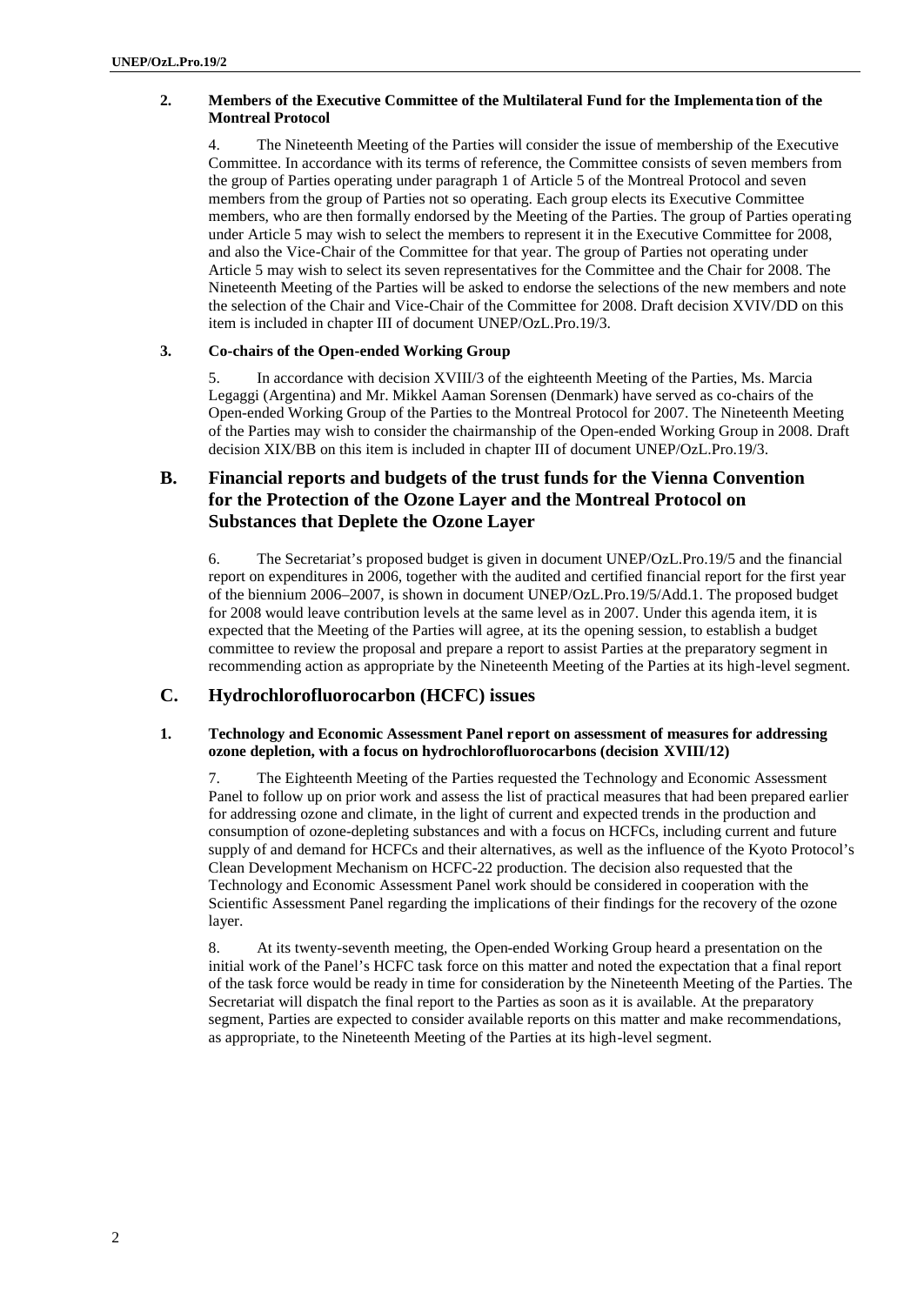### 2. Members of the Executive Committee of the Multilateral Fund for the Implementation of the Montreal Protocol

4. The Nineteenth Meeting of the Parties will consider the issue of membership of the Executive Committee. In accordance with its terms of reference, the Committee consists of seven members from the group of Parties operating under paragraph 1 of Article 5 of the Montreal Protocol and seven members from the group of Parties not so operating. Each group elects its Executive Committee members, who are then formally endorsed by the Meeting of the Parties. The group of Parties operating under Article 5 may wish to select the members to represent it in the Executive Committee for 2008, and also the Vice-Chair of the Committee for that year. The group of Parties not operating under Article 5 may wish to select its seven representatives for the Committee and the Chair for 2008. The Nineteenth Meeting of the Parties will be asked to endorse the selections of the new members and note the selection of the Chair and Vice-Chair of the Committee for 2008. Draft decision XIV/DD on this item is included in chapter III of document UNEP/OzL.Pro.19/3.

### 3. Co-chairs of the Open-ended Working Group

5. In accordance with decision XVIII/3 of the eighteenth Meeting of the Parties, Ms. Marcia Legaggi (Argentina) and Mr. Mikkel Aaman Sorensen (Denmark) have served as co-chairs of the Open-ended Working Group of the Parties to the Montreal Protocol for 2007. The Nineteenth Meeting of the Parties may wish to consider the chairmanship of the Open-ended Working Group in 2008. Draft decision XIX/BB on this item is included in chapter III of document UNEP/OzL.Pro.19/3.

## B. Financial reports and budgets of the trust funds for the Vienna Convention for the Protection of the Ozone Layer and the Montreal Protocol on Substances that Deplete the Ozone Layer

6. The Secretariat's proposed budget is given in document UNEP/OzL.Pro.19/5 and the financial report on expenditures in 2006, together with the audited and certified financial report for the first year of the biennium 2006–2007, is shown in document UNEP/OzL.Pro.19/5/Add.1. The proposed budget for 2008 would leave contribution levels at the same level as in 2007. Under this agenda item, it is expected that the Meeting of the Parties will agree, at its opening session, to establish a budget committee to review the proposal and prepare a report to assist Parties at the preparatory segment in recommending action as appropriate by the Nineteenth Meeting of the Parties at its high-level segment.

## C. Hydrochlorofluorocarbon (HCFC) issues

### 1. Technology and Economic Assessment Panel report on assessment of measures for addressing ozone depletion, with a focus on hydrochlorofluorocarbons (decision XVIII/12)

7. The Eighteenth Meeting of the Parties requested the Technology and Economic Assessment Panel to follow up on prior work and assess the list of practical measures that had been prepared earlier for addressing ozone and climate, in the light of current and expected trends in the production and consumption of ozone-depleting substances and with a focus on HCFCs, including current and future supply of and demand for HCFCs and their alternatives, as well as the influence of the Kyoto Protocol's Clean Development Mechanism on HCFC-22 production. The decision also requested that the Technology and Economic Assessment Panel work should be considered in cooperation with the Scientific Assessment Panel regarding the implications of their findings for the recovery of the ozone layer.

8. At its twenty-seventh meeting, the Open-ended Working Group heard a presentation on the initial work of the Panel's HCFC task force on this matter and noted the expectation that a final report of the task force would be ready in time for consideration by the Nineteenth Meeting of the Parties. The Secretariat will dispatch the final report to the Parties as soon as it is available. At the preparatory segment, Parties are expected to consider available reports on this matter and make recommendations, as appropriate, to the Nineteenth Meeting of the Parties at its high-level segment.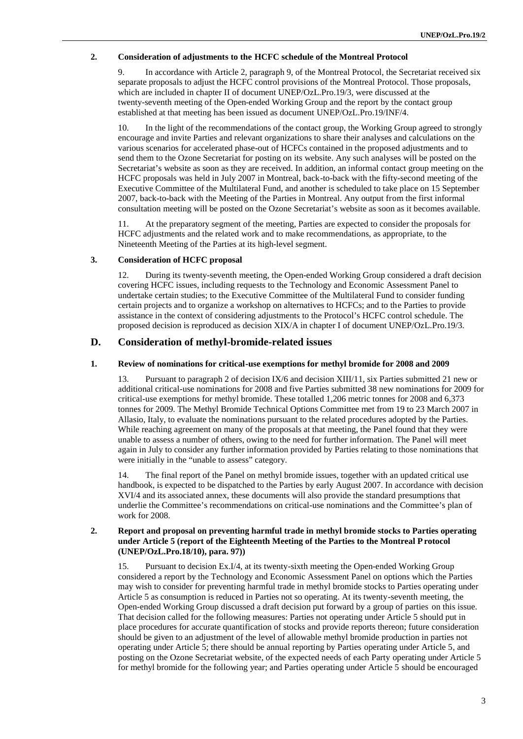### 2. Consideration of adjustments to the HCFC schedule of the Montreal Protocol

9. In accordance with Article 2, paragraph 9, of the Montreal Protocol, the Secretariat received six separate proposals to adjust the HCFC control provisions of the Montreal Protocol. Those proposals, which are included in chapter II of document UNEP/OzL.Pro.19/3, were discussed at the twenty-seventh meeting of the Open-ended Working Group and the report by the contact group established at that meeting has been issued as document UNEP/OzL.Pro.19/INF/4.

10. In the light of the recommendations of the contact group, the Working Group agreed to strongly encourage and invite Parties and relevant organizations to share their analyses and calculations on the various scenarios for accelerated phase-out of HCFCs contained in the proposed adjustments and to send them to the Ozone Secretariat for posting on its website. Any such analyses will be posted on the Secretariat's website as soon as they are received. In addition, an informal contact group meeting on the HCFC proposals was held in July 2007 in Montreal, back-to-back with the fifty-second meeting of the Executive Committee of the Multilateral Fund, and another is scheduled to take place on 15 September 2007, back-to-back with the Meeting of the Parties in Montreal. Any output from the first informal consultation meeting will be posted on the Ozone Secretariat's website as soon as it becomes available.

11. At the preparatory segment of the meeting, Parties are expected to consider the proposals for HCFC adjustments and the related work and to make recommendations, as appropriate, to the Nineteenth Meeting of the Parties at its high-level segment.

### 3. Consideration of HCFC proposal

12. During its twenty-seventh meeting, the Open-ended Working Group considered a draft decision covering HCFC issues, including requests to the Technology and Economic Assessment Panel to undertake certain studies; to the Executive Committee of the Multilateral Fund to consider funding certain projects and to organize a workshop on alternatives to HCFCs; and to the Parties to provide assistance in the context of considering adjustments to the Protocol's HCFC control schedule. The proposed decision is reproduced as decision XIX/A in chapter I of document UNEP/OzL.Pro.19/3.

## D. Consideration of methyl-bromide-related issues

### 1. Review of nominations for critical-use exemptions for methyl bromide for 2008 and 2009

13. Pursuant to paragraph 2 of decision IX/6 and decision XIII/11, six Parties submitted 21 new or additional critical-use nominations for 2008 and five Parties submitted 38 new nominations for 2009 for critical-use exemptions for methyl bromide. These totalled 1,206 metric tonnes for 2008 and 6,373 tonnes for 2009. The Methyl Bromide Technical Options Committee met from 19 to 23 March 2007 in Allasio, Italy, to evaluate the nominations pursuant to the related procedures adopted by the Parties. While reaching agreement on many of the proposals at that meeting, the Panel found that they were unable to assess a number of others, owing to the need for further information. The Panel will meet again in July to consider any further information provided by Parties relating to those nominations that were initially in the "unable to assess" category.

14. The final report of the Panel on methyl bromide issues, together with an updated critical use handbook, is expected to be dispatched to the Parties by early August 2007. In accordance with decision XVI/4 and its associated annex, these documents will also provide the standard presumptions that underlie the Committee's recommendations on critical-use nominations and the Committee's plan of work for 2008.

### 2. Report and proposal on preventing harmful trade in methyl bromide stocks to Parties operating under Article 5 (report of the Eighteenth Meeting of the Parties to the Montreal Protocol (UNEP/OzL.Pro.18/10), para. 97))

15. Pursuant to decision Ex.I/4, at its twenty-sixth meeting the Open-ended Working Group considered a report by the Technology and Economic Assessment Panel on options which the Parties may wish to consider for preventing harmful trade in methyl bromide stocks to Parties operating under Article 5 as consumption is reduced in Parties not so operating. At its twenty-seventh meeting, the Open-ended Working Group discussed a draft decision put forward by a group of parties on this issue. That decision called for the following measures: Parties not operating under Article 5 should put in place procedures for accurate quantification of stocks and provide reports thereon; future consideration should be given to an adjustment of the level of allowable methyl bromide production in parties not operating under Article 5; there should be annual reporting by Parties operating under Article 5, and posting on the Ozone Secretariat website, of the expected needs of each Party operating under Article 5 for methyl bromide for the following year; and Parties operating under Article 5 should be encouraged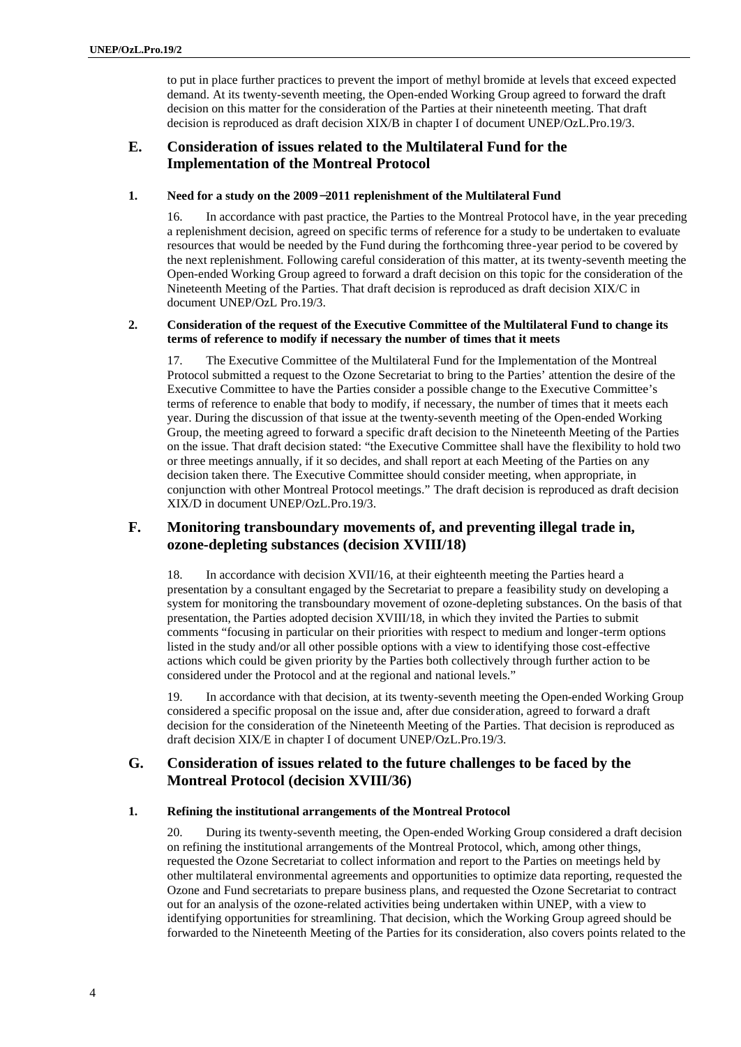to put in place further practices to prevent the import of methyl bromide at levels that exceed expected demand. At its twenty-seventh meeting, the Open-ended Working Group agreed to forward the draft decision on this matter for the consideration of the Parties at their nineteenth meeting. That draft decision is reproduced as draft decision XIX/B in chapter I of document UNEP/OzL.Pro.19/3.

## E. Consideration of issues related to the Multilateral Fund for the Implementation of the Montreal Protocol

### 1. Need for a study on the 2009–2011 replenishment of the Multilateral Fund

16. In accordance with past practice, the Parties to the Montreal Protocol have, in the year preceding a replenishment decision, agreed on specific terms of reference for a study to be undertaken to evaluate resources that would be needed by the Fund during the forthcoming three-year period to be covered by the next replenishment. Following careful consideration of this matter, at its twenty-seventh meeting the Open-ended Working Group agreed to forward a draft decision on this topic for the consideration of the Nineteenth Meeting of the Parties. That draft decision is reproduced as draft decision XIX/C in document UNEP/OzL Pro.19/3.

### 2. Consideration of the request of the Executive Committee of the Multilateral Fund to change its terms of reference to modify if necessary the number of times that it meets

17. The Executive Committee of the Multilateral Fund for the Implementation of the Montreal Protocol submitted a request to the Ozone Secretariat to bring to the Parties' attention the desire of the Executive Committee to have the Parties consider a possible change to the Executive Committee's terms of reference to enable that body to modify, if necessary, the number of times that it meets each year. During the discussion of that issue at the twenty-seventh meeting of the Open-ended Working Group, the meeting agreed to forward a specific draft decision to the Nineteenth Meeting of the Parties on the issue. That draft decision stated: "the Executive Committee shall have the flexibility to hold two or three meetings annually, if it so decides, and shall report at each Meeting of the Parties on any decision taken there. The Executive Committee should consider meeting, when appropriate, in conjunction with other Montreal Protocol meetings." The draft decision is reproduced as draft decision XIX/D in document UNEP/OzL.Pro.19/3.

## F. Monitoring transboundary movements of, and preventing illegal trade in, ozone-depleting substances (decision XVIII/18)

18. In accordance with decision XVII/16, at their eighteenth meeting the Parties heard a presentation by a consultant engaged by the Secretariat to prepare a feasibility study on developing a system for monitoring the transboundary movement of ozone-depleting substances. On the basis of that presentation, the Parties adopted decision XVIII/18, in which they invited the Parties to submit comments "focusing in particular on their priorities with respect to medium and longer-term options listed in the study and/or all other possible options with a view to identifying those cost-effective actions which could be given priority by the Parties both collectively through further action to be considered under the Protocol and at the regional and national levels."

19. In accordance with that decision, at its twenty-seventh meeting the Open-ended Working Group considered a specific proposal on the issue and, after due consideration, agreed to forward a draft decision for the consideration of the Nineteenth Meeting of the Parties. That decision is reproduced as draft decision XIX/E in chapter I of document UNEP/OzL.Pro.19/3.

## G. Consideration of issues related to the future challenges to be faced by the Montreal Protocol (decision XVIII/36)

### 1. Refining the institutional arrangements of the Montreal Protocol

20. During its twenty-seventh meeting, the Open-ended Working Group considered a draft decision on refining the institutional arrangements of the Montreal Protocol, which, among other things, requested the Ozone Secretariat to collect information and report to the Parties on meetings held by other multilateral environmental agreements and opportunities to optimize data reporting, requested the Ozone and Fund secretariats to prepare business plans, and requested the Ozone Secretariat to contract out for an analysis of the ozone-related activities being undertaken within UNEP, with a view to identifying opportunities for streamlining. That decision, which the Working Group agreed should be forwarded to the Nineteenth Meeting of the Parties for its consideration, also covers points related to the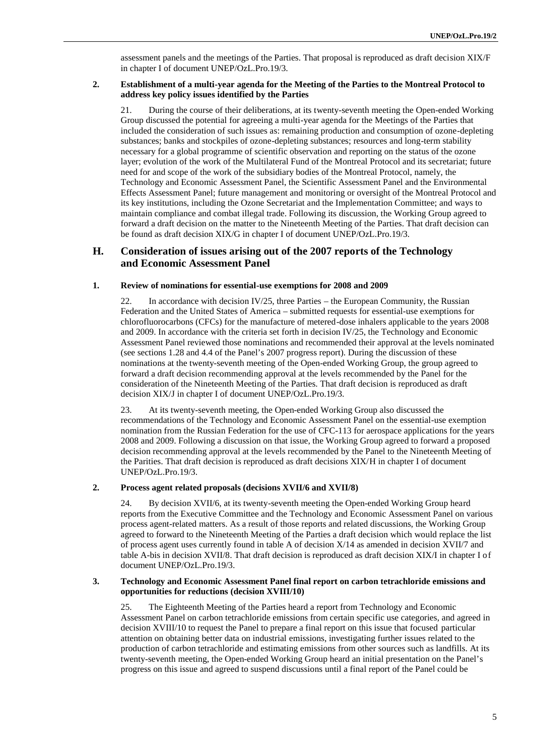assessment panels and the meetings of the Parties. That proposal is reproduced as draft decision XIX/F in chapter I of document UNEP/OzL.Pro.19/3.

### 2. Establishment of a multi-year agenda for the Meeting of the Parties to the Montreal Protocol to address key policy issues identified by the Parties

21. During the course of their deliberations, at its twenty-seventh meeting the Open-ended Working Group discussed the potential for agreeing a multi-year agenda for the Meetings of the Parties that included the consideration of such issues as: remaining production and consumption of ozone-depleting substances; banks and stockpiles of ozone-depleting substances; resources and long-term stability necessary for a global programme of scientific observation and reporting on the status of the ozone layer; evolution of the work of the Multilateral Fund of the Montreal Protocol and its secretariat; future need for and scope of the work of the subsidiary bodies of the Montreal Protocol, namely, the Technology and Economic Assessment Panel, the Scientific Assessment Panel and the Environmental Effects Assessment Panel; future management and monitoring or oversight of the Montreal Protocol and its key institutions, including the Ozone Secretariat and the Implementation Committee; and ways to maintain compliance and combat illegal trade. Following its discussion, the Working Group agreed to forward a draft decision on the matter to the Nineteenth Meeting of the Parties. That draft decision can be found as draft decision XIX/G in chapter I of document UNEP/OzL.Pro.19/3.

## H. Consideration of issues arising out of the 2007 reports of the Technology and Economic Assessment Panel

### 1. Review of nominations for essential-use exemptions for 2008 and 2009

22. In accordance with decision IV/25, three Parties – the European Community, the Russian Federation and the United States of America – submitted requests for essential-use exemptions for chlorofluorocarbons (CFCs) for the manufacture of metered-dose inhalers applicable to the years 2008 and 2009. In accordance with the criteria set forth in decision IV/25, the Technology and Economic Assessment Panel reviewed those nominations and recommended their approval at the levels nominated (see sections 1.28 and 4.4 of the Panel's 2007 progress report). During the discussion of these nominations at the twenty-seventh meeting of the Open-ended Working Group, the group agreed to forward a draft decision recommending approval at the levels recommended by the Panel for the consideration of the Nineteenth Meeting of the Parties. That draft decision is reproduced as draft decision XIX/J in chapter I of document UNEP/OzL.Pro.19/3.

23. At its twenty-seventh meeting, the Open-ended Working Group also discussed the recommendations of the Technology and Economic Assessment Panel on the essential-use exemption nomination from the Russian Federation for the use of CFC-113 for aerospace applications for the years 2008 and 2009. Following a discussion on that issue, the Working Group agreed to forward a proposed decision recommending approval at the levels recommended by the Panel to the Nineteenth Meeting of the Parties. That draft decision is reproduced as draft decisions XIX/H in chapter I of document UNEP/OzL.Pro.19/3.

### 2. Process agent related proposals (decisions XVII/6 and XVII/8)

24. By decision XVII/6, at its twenty-seventh meeting the Open-ended Working Group heard reports from the Executive Committee and the Technology and Economic Assessment Panel on various process agent-related matters. As a result of those reports and related discussions, the Working Group agreed to forward to the Nineteenth Meeting of the Parties a draft decision which would replace the list of process agent uses currently found in table A of decision X/14 as amended in decision XVII/7 and table A-bis in decision XVII/8. That draft decision is reproduced as draft decision XIX/I in chapter I of document UNEP/OzL.Pro.19/3.

### 3. Technology and Economic Assessment Panel final report on carbon tetrachloride emissions and opportunities for reductions (decision XVIII/10)

25. The Eighteenth Meeting of the Parties heard a report from Technology and Economic Assessment Panel on carbon tetrachloride emissions from certain specific use categories, and agreed in decision XVIII/10 to request the Panel to prepare a final report on this issue that focused particular attention on obtaining better data on industrial emissions, investigating further issues related to the production of carbon tetrachloride and estimating emissions from other sources such as landfills. At its twenty-seventh meeting, the Open-ended Working Group heard an initial presentation on the Panel's progress on this issue and agreed to suspend discussions until a final report of the Panel could be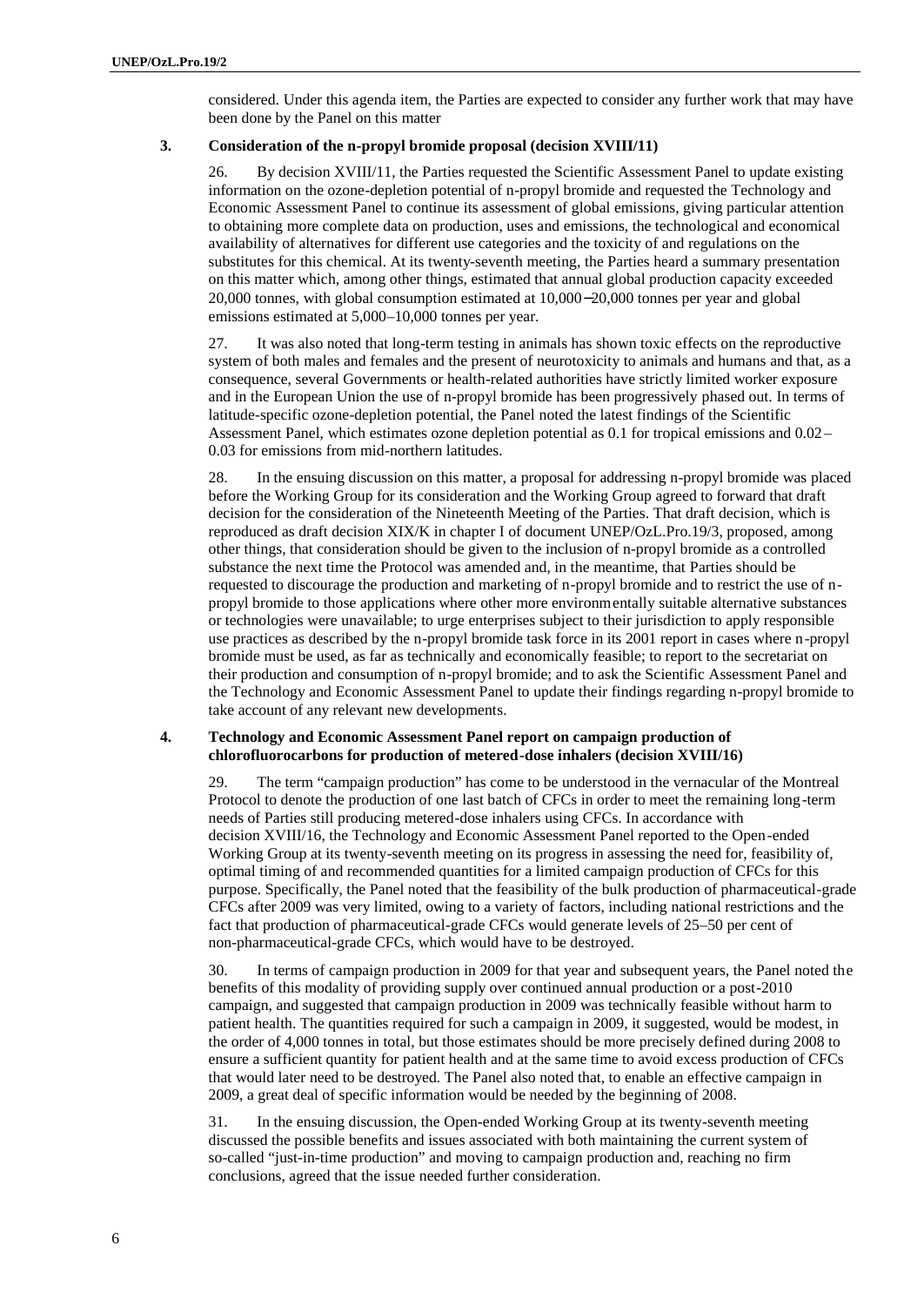considered. Under this agenda item, the Parties are expected to consider any further work that may have been done by the Panel on this matter

### 3. Consideration of the n-propyl bromide proposal (decision XVIII/11)

26. By decision XVIII/11, the Parties requested the Scientific Assessment Panel to update existing information on the ozone-depletion potential of n-propyl bromide and requested the Technology and Economic Assessment Panel to continue its assessment of global emissions, giving particular attention to obtaining more complete data on production, uses and emissions, the technological and economical availability of alternatives for different use categories and the toxicity of and regulations on the substitutes for this chemical. At its twenty-seventh meeting, the Parties heard a summary presentation on this matter which, among other things, estimated that annual global production capacity exceeded 20,000 tonnes, with global consumption estimated at 10,000–20,000 tonnes per year and global emissions estimated at 5,000–10,000 tonnes per year.

27. It was also noted that long-term testing in animals has shown toxic effects on the reproductive system of both males and females and the present of neurotoxicity to animals and humans and that, as a consequence, several Governments or health-related authorities have strictly limited worker exposure and in the European Union the use of n-propyl bromide has been progressively phased out. In terms of latitude-specific ozone-depletion potential, the Panel noted the latest findings of the Scientific Assessment Panel, which estimates ozone depletion potential as 0.1 for tropical emissions and 0.02–0.03 for emissions from mid-northern latitudes.

28. In the ensuing discussion on this matter, a proposal for addressing n-propyl bromide was placed before the Working Group for its consideration and the Working Group agreed to forward that draft decision for the consideration of the Nineteenth Meeting of the Parties. That draft decision, which is reproduced as draft decision XIX/K in chapter I of document UNEP/OzL.Pro.19/3, proposed, among other things, that consideration should be given to the inclusion of n-propyl bromide as a controlled substance the next time the Protocol was amended and, in the meantime, that Parties should be requested to discourage the production and marketing of n-propyl bromide and to restrict the use of n-propyl bromide to those applications where other more environmentally suitable alternative substances or technologies were unavailable; to urge enterprises subject to their jurisdiction to apply responsible use practices as described by the n-propyl bromide task force in its 2001 report in cases where n-propyl bromide must be used, as far as technically and economically feasible; to report to the secretariat on their production and consumption of n-propyl bromide; and to ask the Scientific Assessment Panel and the Technology and Economic Assessment Panel to update their findings regarding n-propyl bromide to take account of any relevant new developments.

### 4. Technology and Economic Assessment Panel report on campaign production of chlorofluorocarbons for production of metered-dose inhalers (decision XVIII/16)

29. The term "campaign production" has come to be understood in the vernacular of the Montreal Protocol to denote the production of one last batch of CFCs in order to meet the remaining long-term needs of Parties still producing metered-dose inhalers using CFCs. In accordance with decision XVIII/16, the Technology and Economic Assessment Panel reported to the Open-ended Working Group at its twenty-seventh meeting on its progress in assessing the need for, feasibility of, optimal timing of and recommended quantities for a limited campaign production of CFCs for this purpose. Specifically, the Panel noted that the feasibility of the bulk production of pharmaceutical-grade CFCs after 2009 was very limited, owing to a variety of factors, including national restrictions and the fact that production of pharmaceutical-grade CFCs would generate levels of 25–50 per cent of non-pharmaceutical-grade CFCs, which would have to be destroyed.

30. In terms of campaign production in 2009 for that year and subsequent years, the Panel noted the benefits of this modality of providing supply over continued annual production or a post-2010 campaign, and suggested that campaign production in 2009 was technically feasible without harm to patient health. The quantities required for such a campaign in 2009, it suggested, would be modest, in the order of 4,000 tonnes in total, but those estimates should be more precisely defined during 2008 to ensure a sufficient quantity for patient health and at the same time to avoid excess production of CFCs that would later need to be destroyed. The Panel also noted that, to enable an effective campaign in 2009, a great deal of specific information would be needed by the beginning of 2008.

31. In the ensuing discussion, the Open-ended Working Group at its twenty-seventh meeting discussed the possible benefits and issues associated with both maintaining the current system of so-called "just-in-time production" and moving to campaign production and, reaching no firm conclusions, agreed that the issue needed further consideration.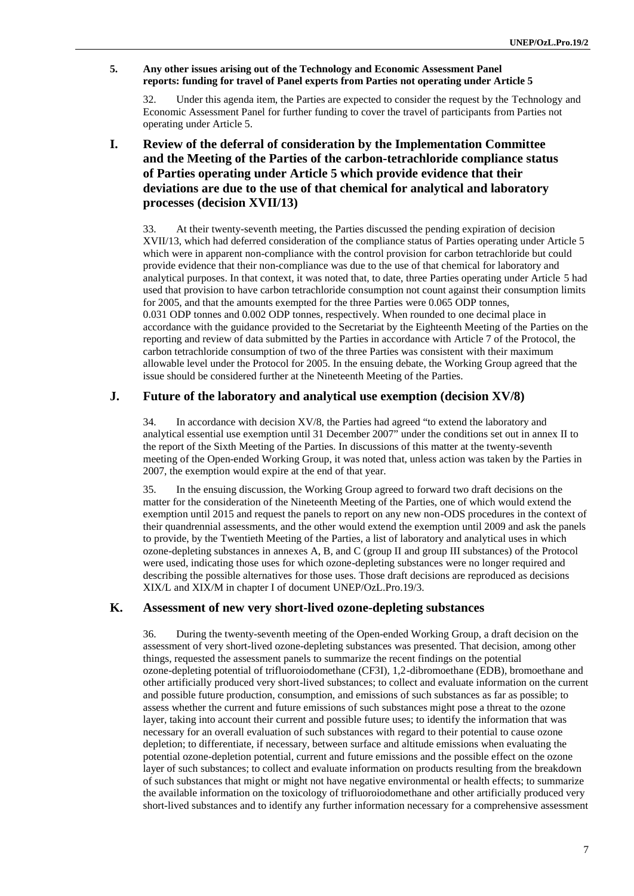### 5. Any other issues arising out of the Technology and Economic Assessment Panel reports: funding for travel of Panel experts from Parties not operating under Article 5

32. Under this agenda item, the Parties are expected to consider the request by the Technology and Economic Assessment Panel for further funding to cover the travel of participants from Parties not operating under Article 5.

## I. Review of the deferral of consideration by the Implementation Committee and the Meeting of the Parties of the carbon-tetrachloride compliance status of Parties operating under Article 5 which provide evidence that their deviations are due to the use of that chemical for analytical and laboratory processes (decision XVII/13)

33. At their twenty-seventh meeting, the Parties discussed the pending expiration of decision XVII/13, which had deferred consideration of the compliance status of Parties operating under Article 5 which were in apparent non-compliance with the control provision for carbon tetrachloride but could provide evidence that their non-compliance was due to the use of that chemical for laboratory and analytical purposes. In that context, it was noted that, to date, three Parties operating under Article 5 had used that provision to have carbon tetrachloride consumption not count against their consumption limits for 2005, and that the amounts exempted for the three Parties were 0.065 ODP tonnes, 0.031 ODP tonnes and 0.002 ODP tonnes, respectively. When rounded to one decimal place in accordance with the guidance provided to the Secretariat by the Eighteenth Meeting of the Parties on the reporting and review of data submitted by the Parties in accordance with Article 7 of the Protocol, the carbon tetrachloride consumption of two of the three Parties was consistent with their maximum allowable level under the Protocol for 2005. In the ensuing debate, the Working Group agreed that the issue should be considered further at the Nineteenth Meeting of the Parties.

## J. Future of the laboratory and analytical use exemption (decision XV/8)

34. In accordance with decision XV/8, the Parties had agreed "to extend the laboratory and analytical essential use exemption until 31 December 2007" under the conditions set out in annex II to the report of the Sixth Meeting of the Parties. In discussions of this matter at the twenty-seventh meeting of the Open-ended Working Group, it was noted that, unless action was taken by the Parties in 2007, the exemption would expire at the end of that year.

35. In the ensuing discussion, the Working Group agreed to forward two draft decisions on the matter for the consideration of the Nineteenth Meeting of the Parties, one of which would extend the exemption until 2015 and request the panels to report on any new non-ODS procedures in the context of their quandrennial assessments, and the other would extend the exemption until 2009 and ask the panels to provide, by the Twentieth Meeting of the Parties, a list of laboratory and analytical uses in which ozone-depleting substances in annexes A, B, and C (group II and group III substances) of the Protocol were used, indicating those uses for which ozone-depleting substances were no longer required and describing the possible alternatives for those uses. Those draft decisions are reproduced as decisions XIX/L and XIX/M in chapter I of document UNEP/OzL.Pro.19/3.

## K. Assessment of new very short-lived ozone-depleting substances

36. During the twenty-seventh meeting of the Open-ended Working Group, a draft decision on the assessment of very short-lived ozone-depleting substances was presented. That decision, among other things, requested the assessment panels to summarize the recent findings on the potential ozone-depleting potential of trifluoroiodomethane ($CF_3I$), 1,2-dibromoethane (EDB), bromoethane and other artificially produced very short-lived substances; to collect and evaluate information on the current and possible future production, consumption, and emissions of such substances as far as possible; to assess whether the current and future emissions of such substances might pose a threat to the ozone layer, taking into account their current and possible future uses; to identify the information that was necessary for an overall evaluation of such substances with regard to their potential to cause ozone depletion; to differentiate, if necessary, between surface and altitude emissions when evaluating the potential ozone-depletion potential, current and future emissions and the possible effect on the ozone layer of such substances; to collect and evaluate information on products resulting from the breakdown of such substances that might or might not have negative environmental or health effects; to summarize the available information on the toxicology of trifluoroiodomethane and other artificially produced very short-lived substances and to identify any further information necessary for a comprehensive assessment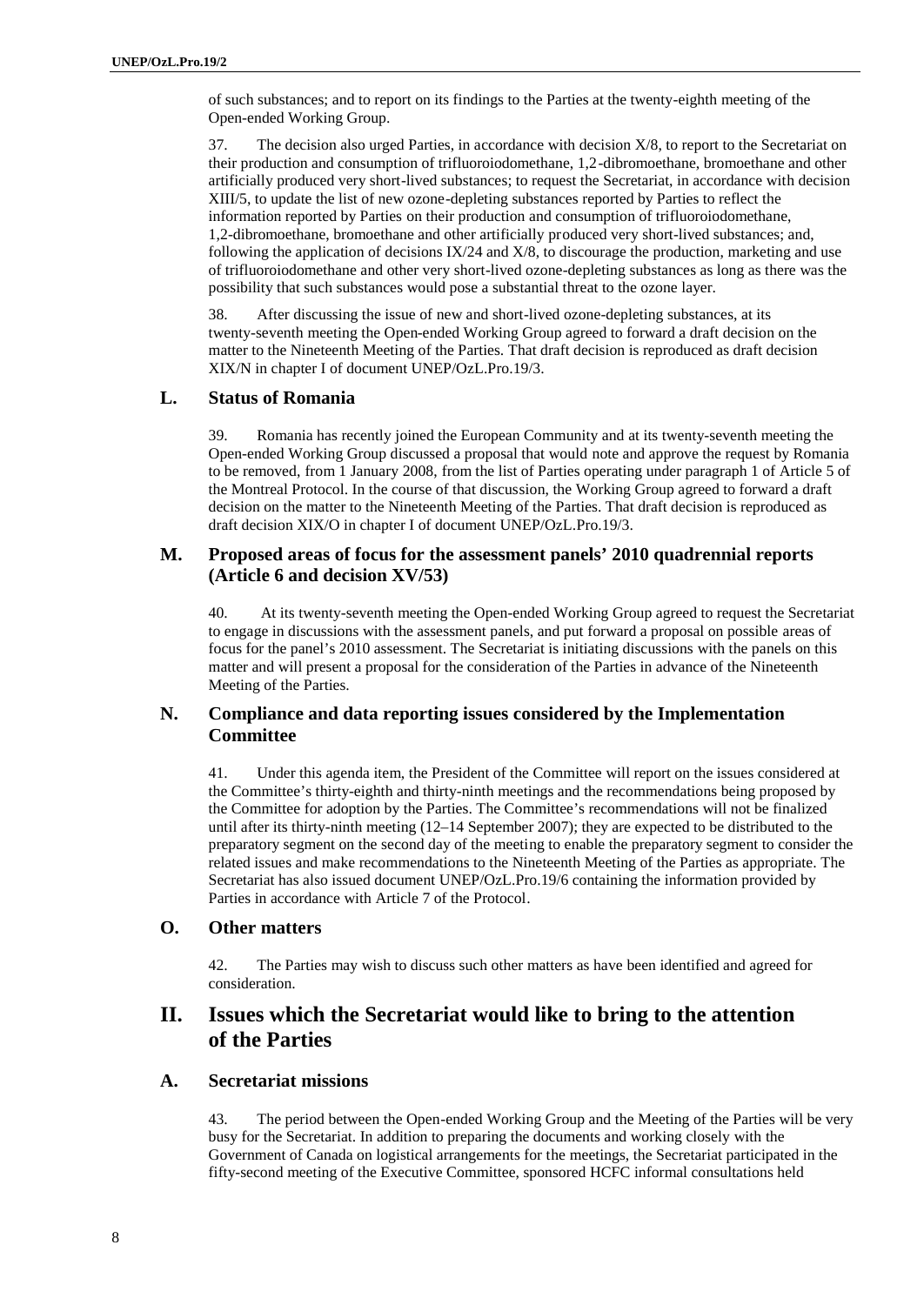of such substances; and to report on its findings to the Parties at the twenty-eighth meeting of the Open-ended Working Group.

37. The decision also urged Parties, in accordance with decision X/8, to report to the Secretariat on their production and consumption of trifluoroiodomethane, 1,2-dibromoethane, bromoethane and other artificially produced very short-lived substances; to request the Secretariat, in accordance with decision XIII/5, to update the list of new ozone-depleting substances reported by Parties to reflect the information reported by Parties on their production and consumption of trifluoroiodomethane, 1,2-dibromoethane, bromoethane and other artificially produced very short-lived substances; and, following the application of decisions IX/24 and X/8, to discourage the production, marketing and use of trifluoroiodomethane and other very short-lived ozone-depleting substances as long as there was the possibility that such substances would pose a substantial threat to the ozone layer.

38. After discussing the issue of new and short-lived ozone-depleting substances, at its twenty-seventh meeting the Open-ended Working Group agreed to forward a draft decision on the matter to the Nineteenth Meeting of the Parties. That draft decision is reproduced as draft decision XIX/N in chapter I of document UNEP/OzL.Pro.19/3.

### L. Status of Romania

39. Romania has recently joined the European Community and at its twenty-seventh meeting the Open-ended Working Group discussed a proposal that would note and approve the request by Romania to be removed, from 1 January 2008, from the list of Parties operating under paragraph 1 of Article 5 of the Montreal Protocol. In the course of that discussion, the Working Group agreed to forward a draft decision on the matter to the Nineteenth Meeting of the Parties. That draft decision is reproduced as draft decision XIX/O in chapter I of document UNEP/OzL.Pro.19/3.

### M. Proposed areas of focus for the assessment panels' 2010 quadrennial reports (Article 6 and decision XV/53)

40. At its twenty-seventh meeting the Open-ended Working Group agreed to request the Secretariat to engage in discussions with the assessment panels, and put forward a proposal on possible areas of focus for the panel's 2010 assessment. The Secretariat is initiating discussions with the panels on this matter and will present a proposal for the consideration of the Parties in advance of the Nineteenth Meeting of the Parties.

### N. Compliance and data reporting issues considered by the Implementation Committee

41. Under this agenda item, the President of the Committee will report on the issues considered at the Committee's thirty-eighth and thirty-ninth meetings and the recommendations being proposed by the Committee for adoption by the Parties. The Committee's recommendations will not be finalized until after its thirty-ninth meeting (12–14 September 2007); they are expected to be distributed to the preparatory segment on the second day of the meeting to enable the preparatory segment to consider the related issues and make recommendations to the Nineteenth Meeting of the Parties as appropriate. The Secretariat has also issued document UNEP/OzL.Pro.19/6 containing the information provided by Parties in accordance with Article 7 of the Protocol.

### O. Other matters

42. The Parties may wish to discuss such other matters as have been identified and agreed for consideration.

## II. Issues which the Secretariat would like to bring to the attention of the Parties

### A. Secretariat missions

43. The period between the Open-ended Working Group and the Meeting of the Parties will be very busy for the Secretariat. In addition to preparing the documents and working closely with the Government of Canada on logistical arrangements for the meetings, the Secretariat participated in the fifty-second meeting of the Executive Committee, sponsored HCFC informal consultations held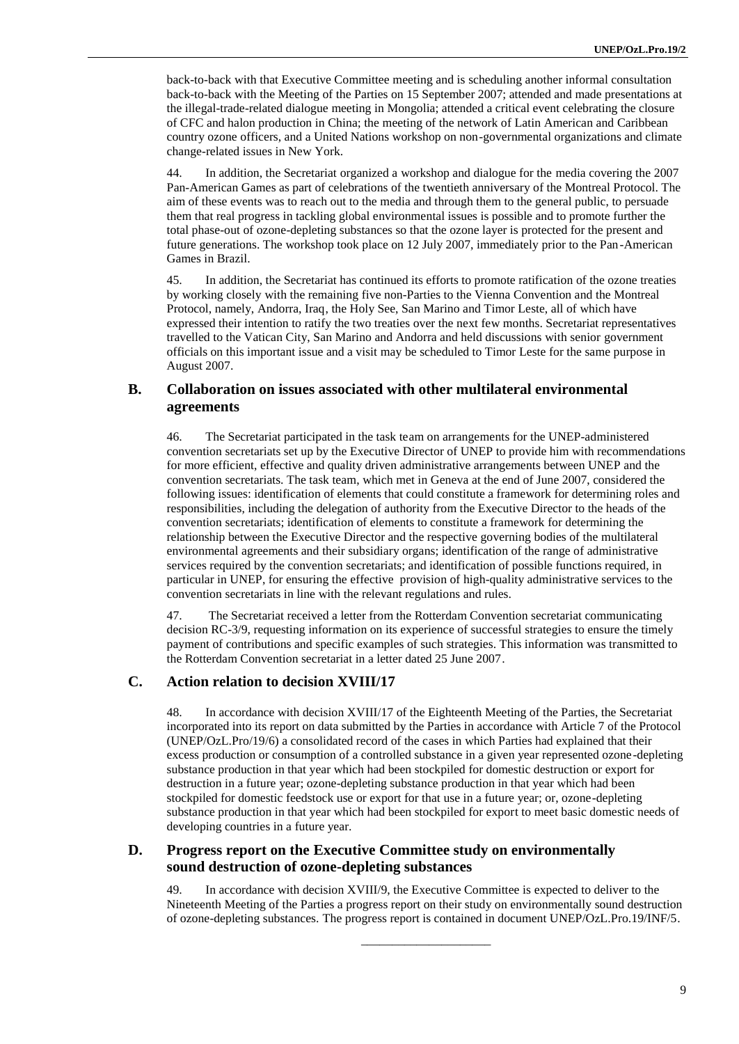back-to-back with that Executive Committee meeting and is scheduling another informal consultation back-to-back with the Meeting of the Parties on 15 September 2007; attended and made presentations at the illegal-trade-related dialogue meeting in Mongolia; attended a critical event celebrating the closure of CFC and halon production in China; the meeting of the network of Latin American and Caribbean country ozone officers, and a United Nations workshop on non-governmental organizations and climate change-related issues in New York.

44. In addition, the Secretariat organized a workshop and dialogue for the media covering the 2007 Pan-American Games as part of celebrations of the twentieth anniversary of the Montreal Protocol. The aim of these events was to reach out to the media and through them to the general public, to persuade them that real progress in tackling global environmental issues is possible and to promote further the total phase-out of ozone-depleting substances so that the ozone layer is protected for the present and future generations. The workshop took place on 12 July 2007, immediately prior to the Pan-American Games in Brazil.

45. In addition, the Secretariat has continued its efforts to promote ratification of the ozone treaties by working closely with the remaining five non-Parties to the Vienna Convention and the Montreal Protocol, namely, Andorra, Iraq, the Holy See, San Marino and Timor Leste, all of which have expressed their intention to ratify the two treaties over the next few months. Secretariat representatives travelled to the Vatican City, San Marino and Andorra and held discussions with senior government officials on this important issue and a visit may be scheduled to Timor Leste for the same purpose in August 2007.

## B. Collaboration on issues associated with other multilateral environmental agreements

46. The Secretariat participated in the task team on arrangements for the UNEP-administered convention secretariats set up by the Executive Director of UNEP to provide him with recommendations for more efficient, effective and quality driven administrative arrangements between UNEP and the convention secretariats. The task team, which met in Geneva at the end of June 2007, considered the following issues: identification of elements that could constitute a framework for determining roles and responsibilities, including the delegation of authority from the Executive Director to the heads of the convention secretariats; identification of elements to constitute a framework for determining the relationship between the Executive Director and the respective governing bodies of the multilateral environmental agreements and their subsidiary organs; identification of the range of administrative services required by the convention secretariats; and identification of possible functions required, in particular in UNEP, for ensuring the effective provision of high-quality administrative services to the convention secretariats in line with the relevant regulations and rules.

47. The Secretariat received a letter from the Rotterdam Convention secretariat communicating decision RC-3/9, requesting information on its experience of successful strategies to ensure the timely payment of contributions and specific examples of such strategies. This information was transmitted to the Rotterdam Convention secretariat in a letter dated 25 June 2007.

## C. Action relation to decision XVIII/17

48. In accordance with decision XVIII/17 of the Eighteenth Meeting of the Parties, the Secretariat incorporated into its report on data submitted by the Parties in accordance with Article 7 of the Protocol (UNEP/OzL.Pro/19/6) a consolidated record of the cases in which Parties had explained that their excess production or consumption of a controlled substance in a given year represented ozone-depleting substance production in that year which had been stockpiled for domestic destruction or export for destruction in a future year; ozone-depleting substance production in that year which had been stockpiled for domestic feedstock use or export for that use in a future year; or, ozone-depleting substance production in that year which had been stockpiled for export to meet basic domestic needs of developing countries in a future year.

## D. Progress report on the Executive Committee study on environmentally sound destruction of ozone-depleting substances

49. In accordance with decision XVIII/9, the Executive Committee is expected to deliver to the Nineteenth Meeting of the Parties a progress report on their study on environmentally sound destruction of ozone-depleting substances. The progress report is contained in document UNEP/OzL.Pro.19/INF/5.

---